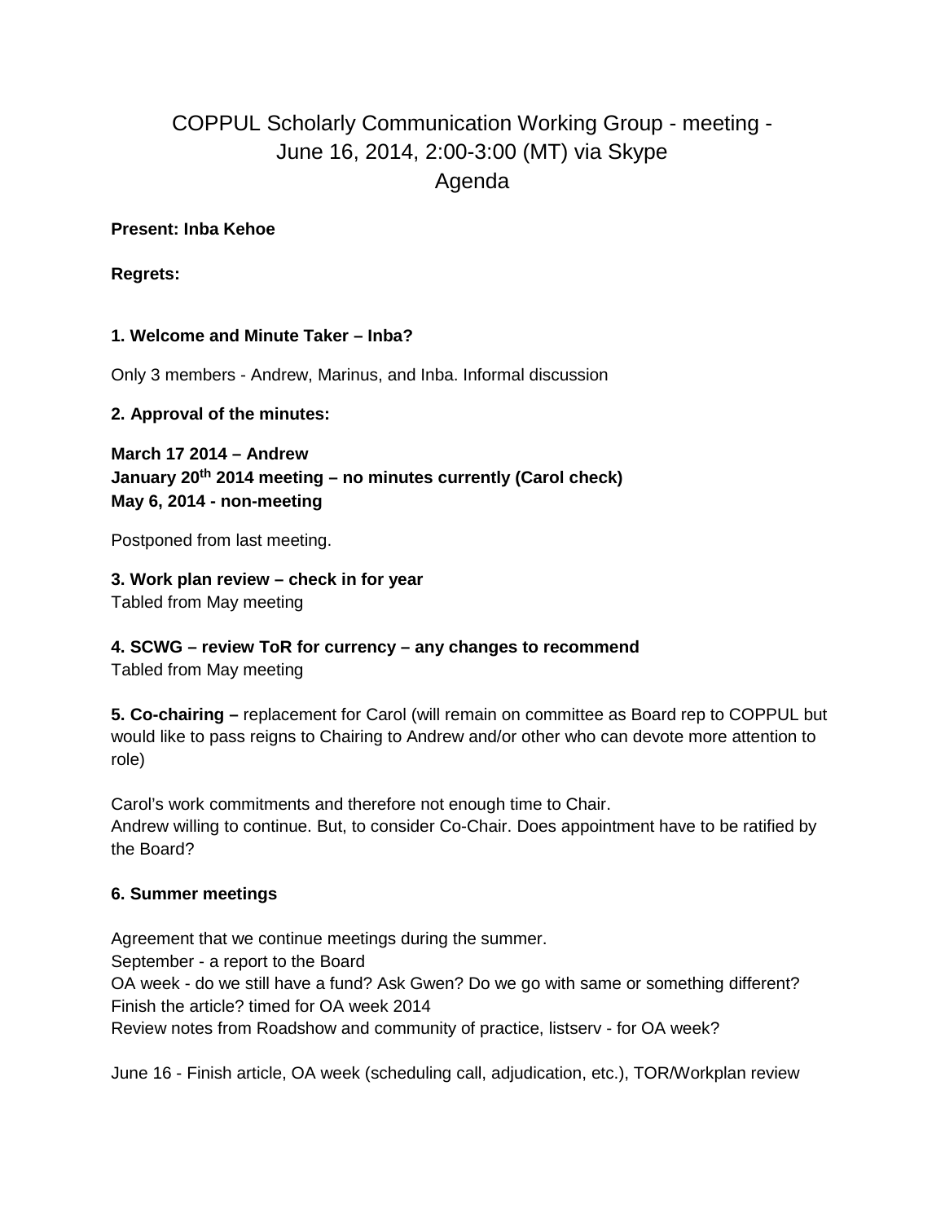# COPPUL Scholarly Communication Working Group - meeting - June 16, 2014, 2:00-3:00 (MT) via Skype Agenda

**Present: Inba Kehoe**

**Regrets:**

**1. Welcome and Minute Taker – Inba?**

Only 3 members - Andrew, Marinus, and Inba. Informal discussion

**2. Approval of the minutes:**

**March 17 2014 – Andrew**
**January 20th 2014 meeting – no minutes currently (Carol check)**
**May 6, 2014 - non-meeting**

Postponed from last meeting.

**3. Work plan review – check in for year**
Tabled from May meeting

**4. SCWG – review ToR for currency – any changes to recommend**
Tabled from May meeting

**5. Co-chairing –** replacement for Carol (will remain on committee as Board rep to COPPUL but would like to pass reigns to Chairing to Andrew and/or other who can devote more attention to role)

Carol's work commitments and therefore not enough time to Chair.
Andrew willing to continue. But, to consider Co-Chair. Does appointment have to be ratified by the Board?

**6. Summer meetings**

Agreement that we continue meetings during the summer.
September - a report to the Board
OA week - do we still have a fund? Ask Gwen? Do we go with same or something different?
Finish the article? timed for OA week 2014
Review notes from Roadshow and community of practice, listserv - for OA week?

June 16 - Finish article, OA week (scheduling call, adjudication, etc.), TOR/Workplan review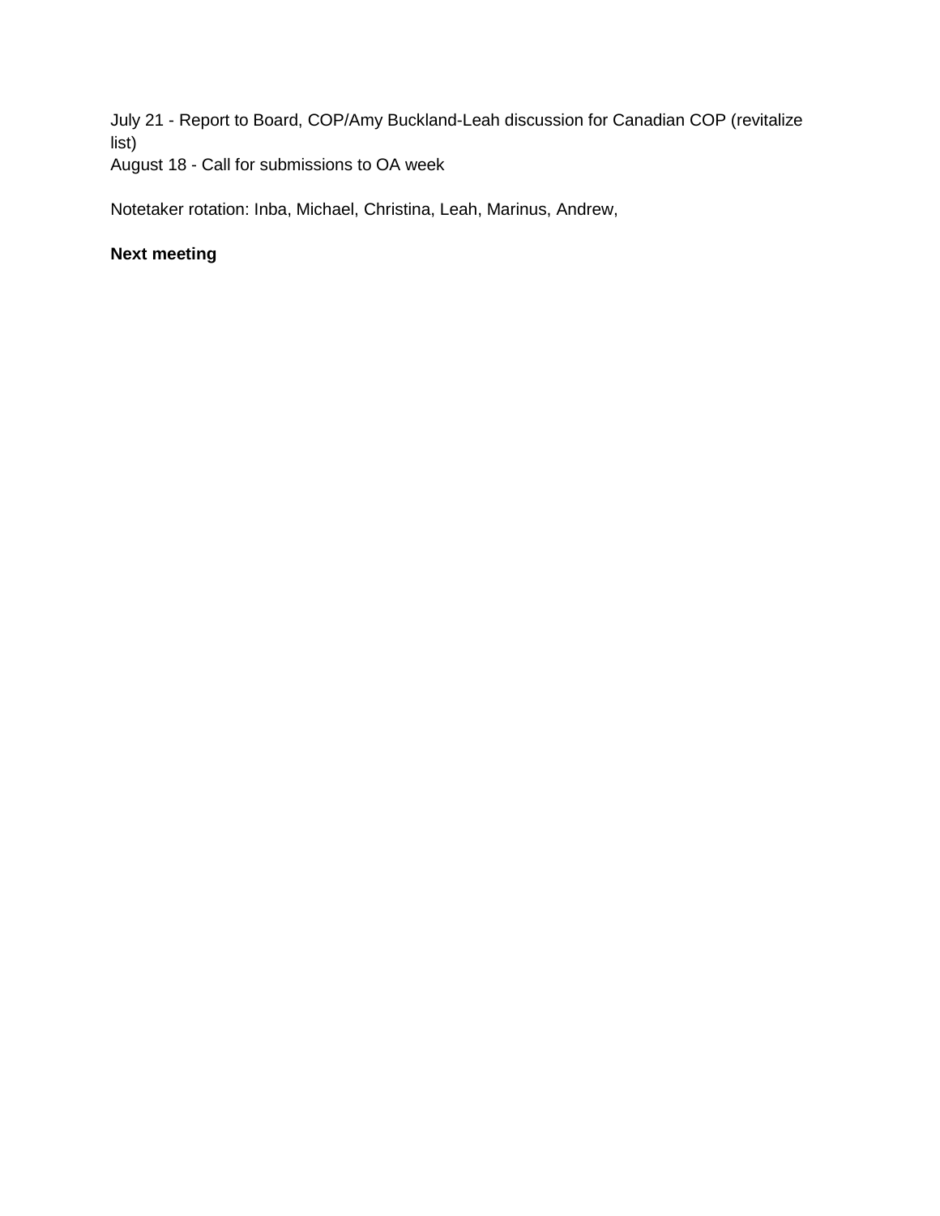July 21 - Report to Board, COP/Amy Buckland-Leah discussion for Canadian COP (revitalize list)
August 18 - Call for submissions to OA week

Notetaker rotation: Inba, Michael, Christina, Leah, Marinus, Andrew,

**Next meeting**